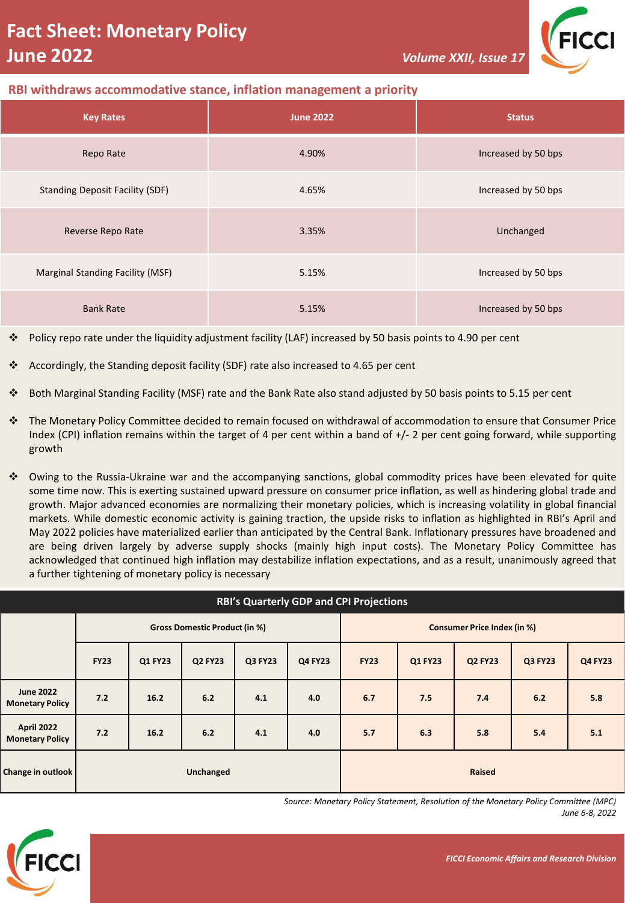# Fact Sheet: Monetary Policy
# June 2022

Volume XXII, Issue 17

## RBI withdraws accommodative stance, inflation management a priority

| Key Rates | June 2022 | Status |
|---|---|---|
| Repo Rate | 4.90% | Increased by 50 bps |
| Standing Deposit Facility (SDF) | 4.65% | Increased by 50 bps |
| Reverse Repo Rate | 3.35% | Unchanged |
| Marginal Standing Facility (MSF) | 5.15% | Increased by 50 bps |
| Bank Rate | 5.15% | Increased by 50 bps |

- Policy repo rate under the liquidity adjustment facility (LAF) increased by 50 basis points to 4.90 per cent
- Accordingly, the Standing deposit facility (SDF) rate also increased to 4.65 per cent
- Both Marginal Standing Facility (MSF) rate and the Bank Rate also stand adjusted by 50 basis points to 5.15 per cent
- The Monetary Policy Committee decided to remain focused on withdrawal of accommodation to ensure that Consumer Price Index (CPI) inflation remains within the target of 4 per cent within a band of +/- 2 per cent going forward, while supporting growth
- Owing to the Russia-Ukraine war and the accompanying sanctions, global commodity prices have been elevated for quite some time now. This is exerting sustained upward pressure on consumer price inflation, as well as hindering global trade and growth. Major advanced economies are normalizing their monetary policies, which is increasing volatility in global financial markets. While domestic economic activity is gaining traction, the upside risks to inflation as highlighted in RBI's April and May 2022 policies have materialized earlier than anticipated by the Central Bank. Inflationary pressures have broadened and are being driven largely by adverse supply shocks (mainly high input costs). The Monetary Policy Committee has acknowledged that continued high inflation may destabilize inflation expectations, and as a result, unanimously agreed that a further tightening of monetary policy is necessary

**RBI's Quarterly GDP and CPI Projections**

| | Gross Domestic Product (in %) | | | | | Consumer Price Index (in %) | | | | |
|---|---|---|---|---|---|---|---|---|---|---|
| | FY23 | Q1 FY23 | Q2 FY23 | Q3 FY23 | Q4 FY23 | FY23 | Q1 FY23 | Q2 FY23 | Q3 FY23 | Q4 FY23 |
| June 2022 Monetary Policy | 7.2 | 16.2 | 6.2 | 4.1 | 4.0 | 6.7 | 7.5 | 7.4 | 6.2 | 5.8 |
| April 2022 Monetary Policy | 7.2 | 16.2 | 6.2 | 4.1 | 4.0 | 5.7 | 6.3 | 5.8 | 5.4 | 5.1 |
| Change in outlook | Unchanged | | | | | Raised | | | | |

*Source: Monetary Policy Statement, Resolution of the Monetary Policy Committee (MPC) June 6-8, 2022*

*FICCI Economic Affairs and Research Division*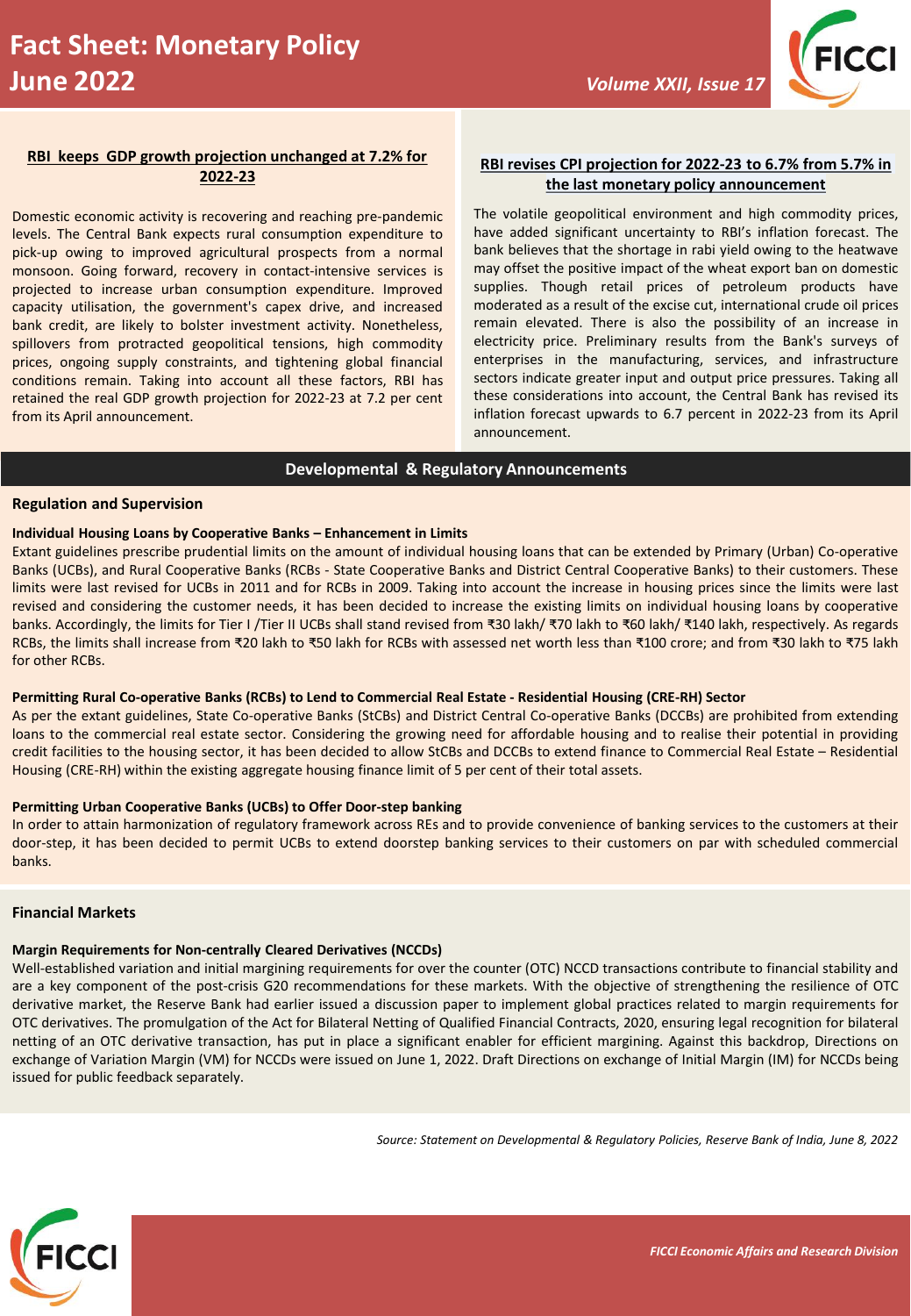# Fact Sheet: Monetary Policy June 2022

## RBI keeps GDP growth projection unchanged at 7.2% for 2022-23

Domestic economic activity is recovering and reaching pre-pandemic levels. The Central Bank expects rural consumption expenditure to pick-up owing to improved agricultural prospects from a normal monsoon. Going forward, recovery in contact-intensive services is projected to increase urban consumption expenditure. Improved capacity utilisation, the government's capex drive, and increased bank credit, are likely to bolster investment activity. Nonetheless, spillovers from protracted geopolitical tensions, high commodity prices, ongoing supply constraints, and tightening global financial conditions remain. Taking into account all these factors, RBI has retained the real GDP growth projection for 2022-23 at 7.2 per cent from its April announcement.

## RBI revises CPI projection for 2022-23 to 6.7% from 5.7% in the last monetary policy announcement

The volatile geopolitical environment and high commodity prices, have added significant uncertainty to RBI's inflation forecast. The bank believes that the shortage in rabi yield owing to the heatwave may offset the positive impact of the wheat export ban on domestic supplies. Though retail prices of petroleum products have moderated as a result of the excise cut, international crude oil prices remain elevated. There is also the possibility of an increase in electricity price. Preliminary results from the Bank's surveys of enterprises in the manufacturing, services, and infrastructure sectors indicate greater input and output price pressures. Taking all these considerations into account, the Central Bank has revised its inflation forecast upwards to 6.7 percent in 2022-23 from its April announcement.

## Developmental & Regulatory Announcements

### Regulation and Supervision

**Individual Housing Loans by Cooperative Banks – Enhancement in Limits**

Extant guidelines prescribe prudential limits on the amount of individual housing loans that can be extended by Primary (Urban) Co-operative Banks (UCBs), and Rural Cooperative Banks (RCBs - State Cooperative Banks and District Central Cooperative Banks) to their customers. These limits were last revised for UCBs in 2011 and for RCBs in 2009. Taking into account the increase in housing prices since the limits were last revised and considering the customer needs, it has been decided to increase the existing limits on individual housing loans by cooperative banks. Accordingly, the limits for Tier I /Tier II UCBs shall stand revised from ₹30 lakh/ ₹70 lakh to ₹60 lakh/ ₹140 lakh, respectively. As regards RCBs, the limits shall increase from ₹20 lakh to ₹50 lakh for RCBs with assessed net worth less than ₹100 crore; and from ₹30 lakh to ₹75 lakh for other RCBs.

**Permitting Rural Co-operative Banks (RCBs) to Lend to Commercial Real Estate - Residential Housing (CRE-RH) Sector**

As per the extant guidelines, State Co-operative Banks (StCBs) and District Central Co-operative Banks (DCCBs) are prohibited from extending loans to the commercial real estate sector. Considering the growing need for affordable housing and to realise their potential in providing credit facilities to the housing sector, it has been decided to allow StCBs and DCCBs to extend finance to Commercial Real Estate – Residential Housing (CRE-RH) within the existing aggregate housing finance limit of 5 per cent of their total assets.

**Permitting Urban Cooperative Banks (UCBs) to Offer Door-step banking**

In order to attain harmonization of regulatory framework across REs and to provide convenience of banking services to the customers at their door-step, it has been decided to permit UCBs to extend doorstep banking services to their customers on par with scheduled commercial banks.

### Financial Markets

**Margin Requirements for Non-centrally Cleared Derivatives (NCCDs)**

Well-established variation and initial margining requirements for over the counter (OTC) NCCD transactions contribute to financial stability and are a key component of the post-crisis G20 recommendations for these markets. With the objective of strengthening the resilience of OTC derivative market, the Reserve Bank had earlier issued a discussion paper to implement global practices related to margin requirements for OTC derivatives. The promulgation of the Act for Bilateral Netting of Qualified Financial Contracts, 2020, ensuring legal recognition for bilateral netting of an OTC derivative transaction, has put in place a significant enabler for efficient margining. Against this backdrop, Directions on exchange of Variation Margin (VM) for NCCDs were issued on June 1, 2022. Draft Directions on exchange of Initial Margin (IM) for NCCDs being issued for public feedback separately.

*Source: Statement on Developmental & Regulatory Policies, Reserve Bank of India, June 8, 2022*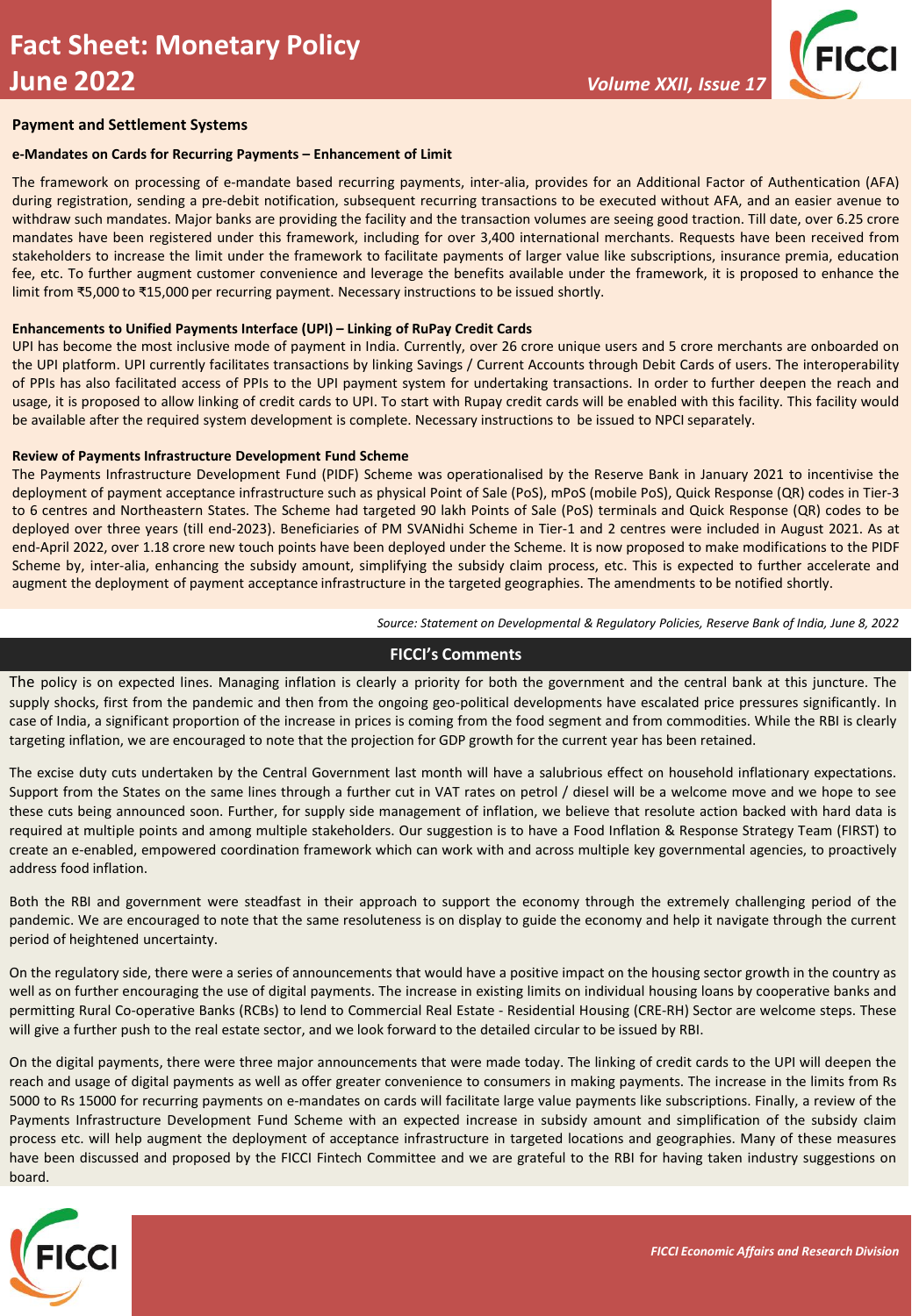## Payment and Settlement Systems

### e-Mandates on Cards for Recurring Payments – Enhancement of Limit

The framework on processing of e-mandate based recurring payments, inter-alia, provides for an Additional Factor of Authentication (AFA) during registration, sending a pre-debit notification, subsequent recurring transactions to be executed without AFA, and an easier avenue to withdraw such mandates. Major banks are providing the facility and the transaction volumes are seeing good traction. Till date, over 6.25 crore mandates have been registered under this framework, including for over 3,400 international merchants. Requests have been received from stakeholders to increase the limit under the framework to facilitate payments of larger value like subscriptions, insurance premia, education fee, etc. To further augment customer convenience and leverage the benefits available under the framework, it is proposed to enhance the limit from ₹5,000 to ₹15,000 per recurring payment. Necessary instructions to be issued shortly.

### Enhancements to Unified Payments Interface (UPI) – Linking of RuPay Credit Cards

UPI has become the most inclusive mode of payment in India. Currently, over 26 crore unique users and 5 crore merchants are onboarded on the UPI platform. UPI currently facilitates transactions by linking Savings / Current Accounts through Debit Cards of users. The interoperability of PPIs has also facilitated access of PPIs to the UPI payment system for undertaking transactions. In order to further deepen the reach and usage, it is proposed to allow linking of credit cards to UPI. To start with Rupay credit cards will be enabled with this facility. This facility would be available after the required system development is complete. Necessary instructions to be issued to NPCI separately.

### Review of Payments Infrastructure Development Fund Scheme

The Payments Infrastructure Development Fund (PIDF) Scheme was operationalised by the Reserve Bank in January 2021 to incentivise the deployment of payment acceptance infrastructure such as physical Point of Sale (PoS), mPoS (mobile PoS), Quick Response (QR) codes in Tier-3 to 6 centres and Northeastern States. The Scheme had targeted 90 lakh Points of Sale (PoS) terminals and Quick Response (QR) codes to be deployed over three years (till end-2023). Beneficiaries of PM SVANidhi Scheme in Tier-1 and 2 centres were included in August 2021. As at end-April 2022, over 1.18 crore new touch points have been deployed under the Scheme. It is now proposed to make modifications to the PIDF Scheme by, inter-alia, enhancing the subsidy amount, simplifying the subsidy claim process, etc. This is expected to further accelerate and augment the deployment of payment acceptance infrastructure in the targeted geographies. The amendments to be notified shortly.

*Source: Statement on Developmental & Regulatory Policies, Reserve Bank of India, June 8, 2022*

## FICCI's Comments

The policy is on expected lines. Managing inflation is clearly a priority for both the government and the central bank at this juncture. The supply shocks, first from the pandemic and then from the ongoing geo-political developments have escalated price pressures significantly. In case of India, a significant proportion of the increase in prices is coming from the food segment and from commodities. While the RBI is clearly targeting inflation, we are encouraged to note that the projection for GDP growth for the current year has been retained.

The excise duty cuts undertaken by the Central Government last month will have a salubrious effect on household inflationary expectations. Support from the States on the same lines through a further cut in VAT rates on petrol / diesel will be a welcome move and we hope to see these cuts being announced soon. Further, for supply side management of inflation, we believe that resolute action backed with hard data is required at multiple points and among multiple stakeholders. Our suggestion is to have a Food Inflation & Response Strategy Team (FIRST) to create an e-enabled, empowered coordination framework which can work with and across multiple key governmental agencies, to proactively address food inflation.

Both the RBI and government were steadfast in their approach to support the economy through the extremely challenging period of the pandemic. We are encouraged to note that the same resoluteness is on display to guide the economy and help it navigate through the current period of heightened uncertainty.

On the regulatory side, there were a series of announcements that would have a positive impact on the housing sector growth in the country as well as on further encouraging the use of digital payments. The increase in existing limits on individual housing loans by cooperative banks and permitting Rural Co-operative Banks (RCBs) to lend to Commercial Real Estate - Residential Housing (CRE-RH) Sector are welcome steps. These will give a further push to the real estate sector, and we look forward to the detailed circular to be issued by RBI.

On the digital payments, there were three major announcements that were made today. The linking of credit cards to the UPI will deepen the reach and usage of digital payments as well as offer greater convenience to consumers in making payments. The increase in the limits from Rs 5000 to Rs 15000 for recurring payments on e-mandates on cards will facilitate large value payments like subscriptions. Finally, a review of the Payments Infrastructure Development Fund Scheme with an expected increase in subsidy amount and simplification of the subsidy claim process etc. will help augment the deployment of acceptance infrastructure in targeted locations and geographies. Many of these measures have been discussed and proposed by the FICCI Fintech Committee and we are grateful to the RBI for having taken industry suggestions on board.